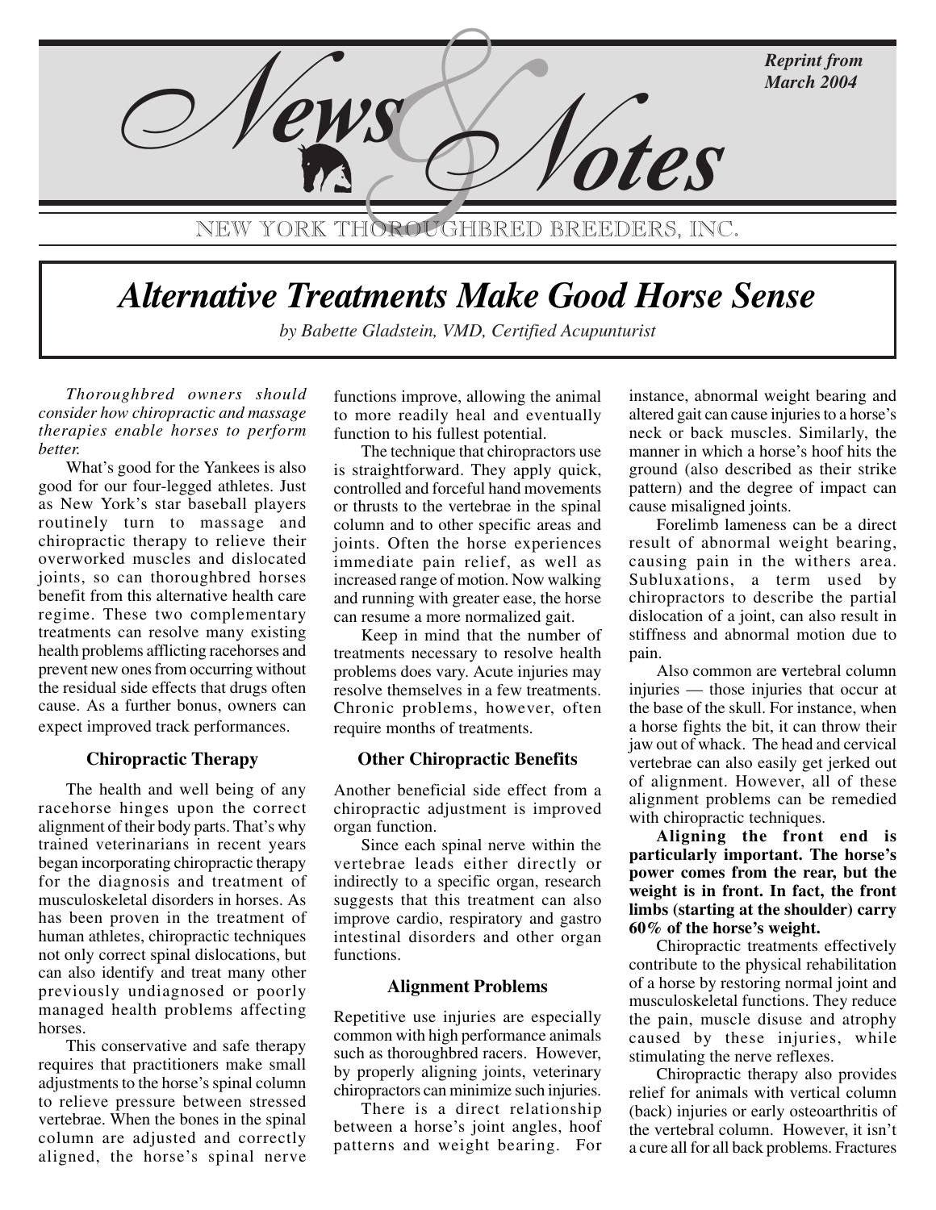News & Notes

NEW YORK THOROUGHBRED BREEDERS, INC.

*Reprint from March 2004*

# Alternative Treatments Make Good Horse Sense

*by Babette Gladstein, VMD, Certified Acupuncturist*

*Thoroughbred owners should consider how chiropractic and massage therapies enable horses to perform better.*

What's good for the Yankees is also good for our four-legged athletes. Just as New York's star baseball players routinely turn to massage and chiropractic therapy to relieve their overworked muscles and dislocated joints, so can thoroughbred horses benefit from this alternative health care regime. These two complementary treatments can resolve many existing health problems afflicting racehorses and prevent new ones from occurring without the residual side effects that drugs often cause. As a further bonus, owners can expect improved track performances.

### Chiropractic Therapy

The health and well being of any racehorse hinges upon the correct alignment of their body parts. That's why trained veterinarians in recent years began incorporating chiropractic therapy for the diagnosis and treatment of musculoskeletal disorders in horses. As has been proven in the treatment of human athletes, chiropractic techniques not only correct spinal dislocations, but can also identify and treat many other previously undiagnosed or poorly managed health problems affecting horses.

This conservative and safe therapy requires that practitioners make small adjustments to the horse's spinal column to relieve pressure between stressed vertebrae. When the bones in the spinal column are adjusted and correctly aligned, the horse's spinal nerve functions improve, allowing the animal to more readily heal and eventually function to his fullest potential.

The technique that chiropractors use is straightforward. They apply quick, controlled and forceful hand movements or thrusts to the vertebrae in the spinal column and to other specific areas and joints. Often the horse experiences immediate pain relief, as well as increased range of motion. Now walking and running with greater ease, the horse can resume a more normalized gait.

Keep in mind that the number of treatments necessary to resolve health problems does vary. Acute injuries may resolve themselves in a few treatments. Chronic problems, however, often require months of treatments.

### Other Chiropractic Benefits

Another beneficial side effect from a chiropractic adjustment is improved organ function.

Since each spinal nerve within the vertebrae leads either directly or indirectly to a specific organ, research suggests that this treatment can also improve cardio, respiratory and gastro intestinal disorders and other organ functions.

### Alignment Problems

Repetitive use injuries are especially common with high performance animals such as thoroughbred racers. However, by properly aligning joints, veterinary chiropractors can minimize such injuries.

There is a direct relationship between a horse's joint angles, hoof patterns and weight bearing. For instance, abnormal weight bearing and altered gait can cause injuries to a horse's neck or back muscles. Similarly, the manner in which a horse's hoof hits the ground (also described as their strike pattern) and the degree of impact can cause misaligned joints.

Forelimb lameness can be a direct result of abnormal weight bearing, causing pain in the withers area. Subluxations, a term used by chiropractors to describe the partial dislocation of a joint, can also result in stiffness and abnormal motion due to pain.

Also common are vertebral column injuries — those injuries that occur at the base of the skull. For instance, when a horse fights the bit, it can throw their jaw out of whack. The head and cervical vertebrae can also easily get jerked out of alignment. However, all of these alignment problems can be remedied with chiropractic techniques.

**Aligning the front end is particularly important. The horse's power comes from the rear, but the weight is in front. In fact, the front limbs (starting at the shoulder) carry 60% of the horse's weight.**

Chiropractic treatments effectively contribute to the physical rehabilitation of a horse by restoring normal joint and musculoskeletal functions. They reduce the pain, muscle disuse and atrophy caused by these injuries, while stimulating the nerve reflexes.

Chiropractic therapy also provides relief for animals with vertical column (back) injuries or early osteoarthritis of the vertebral column. However, it isn't a cure all for all back problems. Fractures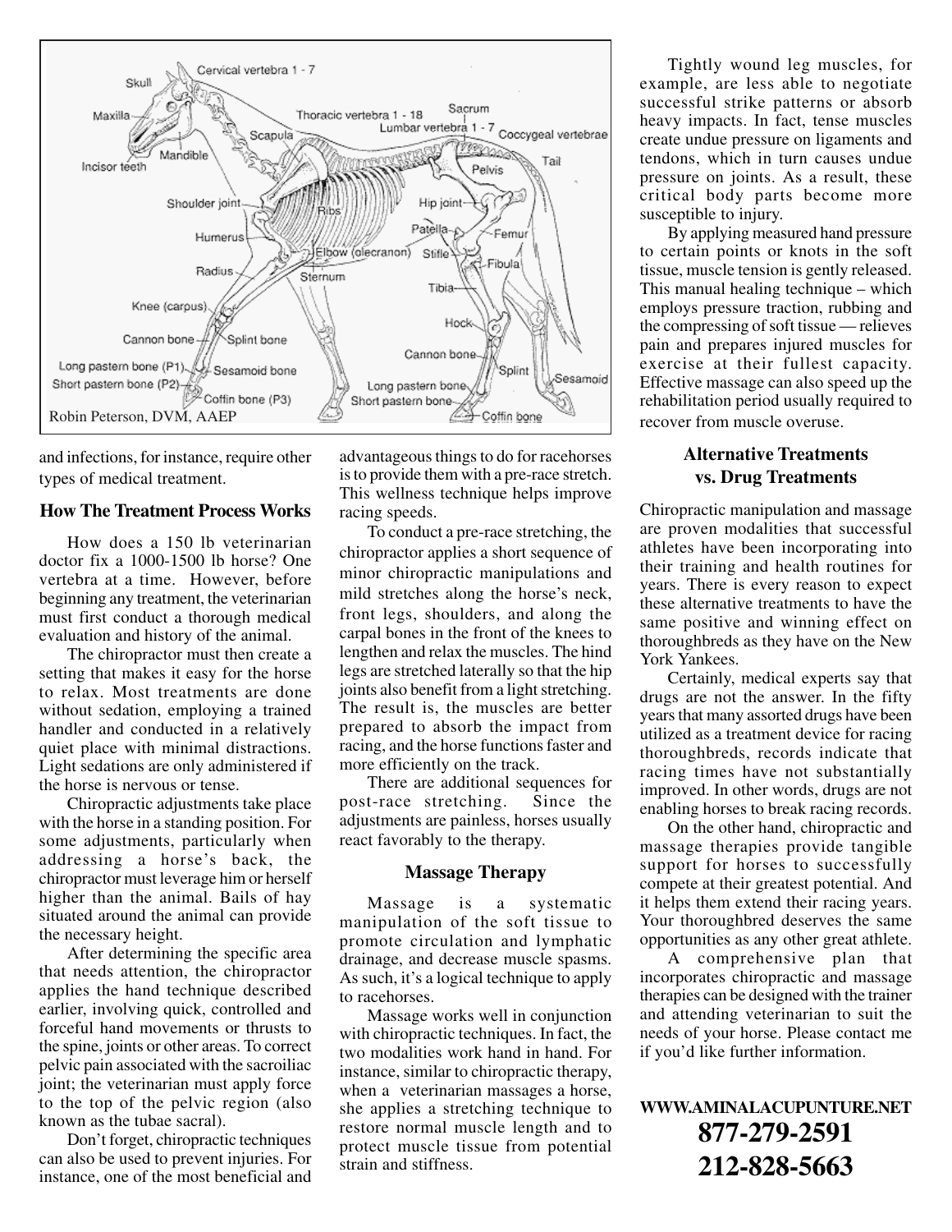Cervical vertebra 1 - 7
Skull
Maxilla
Thoracic vertebra 1 - 18
Sacrum
Lumbar vertebra 1 - 7
Coccygeal vertebrae
Scapula
Mandible
Tail
Incisor teeth
Pelvis
Shoulder joint
Ribs
Hip joint
Patella
Femur
Humerus
Elbow (olecranon)
Stifle
Fibula
Radius
Sternum
Tibia
Knee (carpus)
Hock
Cannon bone
Splint bone
Cannon bone
Long pastern bone (P1)
Sesamoid bone
Splint
Sesamoid
Short pastern bone (P2)
Long pastern bone
Coffin bone (P3)
Short pastern bone
Coffin bone
Robin Peterson, DVM, AAEP

and infections, for instance, require other types of medical treatment.

### How The Treatment Process Works

How does a 150 lb veterinarian doctor fix a 1000-1500 lb horse? One vertebra at a time. However, before beginning any treatment, the veterinarian must first conduct a thorough medical evaluation and history of the animal.

The chiropractor must then create a setting that makes it easy for the horse to relax. Most treatments are done without sedation, employing a trained handler and conducted in a relatively quiet place with minimal distractions. Light sedations are only administered if the horse is nervous or tense.

Chiropractic adjustments take place with the horse in a standing position. For some adjustments, particularly when addressing a horse's back, the chiropractor must leverage him or herself higher than the animal. Bails of hay situated around the animal can provide the necessary height.

After determining the specific area that needs attention, the chiropractor applies the hand technique described earlier, involving quick, controlled and forceful hand movements or thrusts to the spine, joints or other areas. To correct pelvic pain associated with the sacroiliac joint; the veterinarian must apply force to the top of the pelvic region (also known as the tubae sacral).

Don't forget, chiropractic techniques can also be used to prevent injuries. For instance, one of the most beneficial and advantageous things to do for racehorses is to provide them with a pre-race stretch. This wellness technique helps improve racing speeds.

To conduct a pre-race stretching, the chiropractor applies a short sequence of minor chiropractic manipulations and mild stretches along the horse's neck, front legs, shoulders, and along the carpal bones in the front of the knees to lengthen and relax the muscles. The hind legs are stretched laterally so that the hip joints also benefit from a light stretching. The result is, the muscles are better prepared to absorb the impact from racing, and the horse functions faster and more efficiently on the track.

There are additional sequences for post-race stretching. Since the adjustments are painless, horses usually react favorably to the therapy.

### Massage Therapy

Massage is a systematic manipulation of the soft tissue to promote circulation and lymphatic drainage, and decrease muscle spasms. As such, it's a logical technique to apply to racehorses.

Massage works well in conjunction with chiropractic techniques. In fact, the two modalities work hand in hand. For instance, similar to chiropractic therapy, when a veterinarian massages a horse, she applies a stretching technique to restore normal muscle length and to protect muscle tissue from potential strain and stiffness.

Tightly wound leg muscles, for example, are less able to negotiate successful strike patterns or absorb heavy impacts. In fact, tense muscles create undue pressure on ligaments and tendons, which in turn causes undue pressure on joints. As a result, these critical body parts become more susceptible to injury.

By applying measured hand pressure to certain points or knots in the soft tissue, muscle tension is gently released. This manual healing technique – which employs pressure traction, rubbing and the compressing of soft tissue — relieves pain and prepares injured muscles for exercise at their fullest capacity. Effective massage can also speed up the rehabilitation period usually required to recover from muscle overuse.

### Alternative Treatments vs. Drug Treatments

Chiropractic manipulation and massage are proven modalities that successful athletes have been incorporating into their training and health routines for years. There is every reason to expect these alternative treatments to have the same positive and winning effect on thoroughbreds as they have on the New York Yankees.

Certainly, medical experts say that drugs are not the answer. In the fifty years that many assorted drugs have been utilized as a treatment device for racing thoroughbreds, records indicate that racing times have not substantially improved. In other words, drugs are not enabling horses to break racing records.

On the other hand, chiropractic and massage therapies provide tangible support for horses to successfully compete at their greatest potential. And it helps them extend their racing years. Your thoroughbred deserves the same opportunities as any other great athlete.

A comprehensive plan that incorporates chiropractic and massage therapies can be designed with the trainer and attending veterinarian to suit the needs of your horse. Please contact me if you'd like further information.

**WWW.AMINALACUPUNTURE.NET**

**877-279-2591**

**212-828-5663**